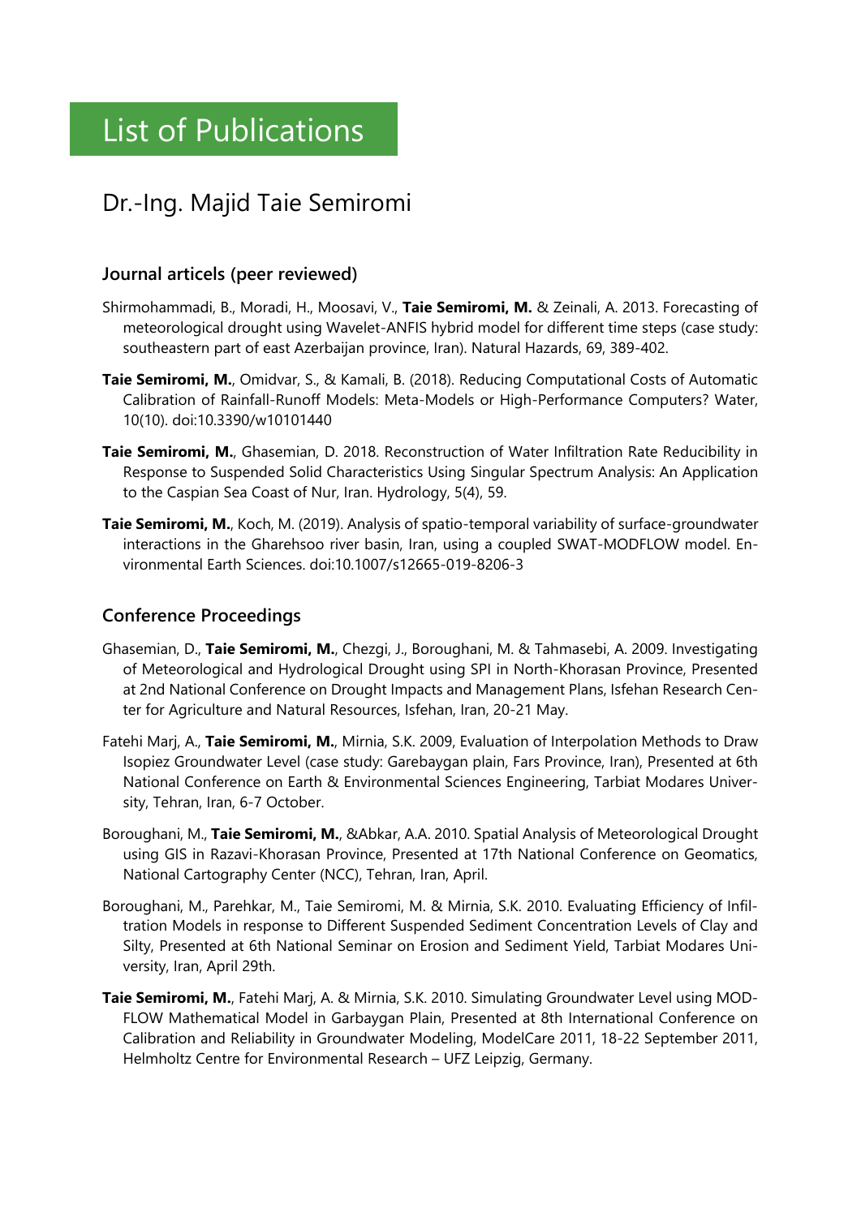# List of Publications

## Dr.-Ing. Majid Taie Semiromi

### Journal articels (peer reviewed)

Shirmohammadi, B., Moradi, H., Moosavi, V., **Taie Semiromi, M.** & Zeinali, A. 2013. Forecasting of meteorological drought using Wavelet-ANFIS hybrid model for different time steps (case study: southeastern part of east Azerbaijan province, Iran). Natural Hazards, 69, 389-402.

**Taie Semiromi, M.**, Omidvar, S., & Kamali, B. (2018). Reducing Computational Costs of Automatic Calibration of Rainfall-Runoff Models: Meta-Models or High-Performance Computers? Water, 10(10). doi:10.3390/w10101440

**Taie Semiromi, M.**, Ghasemian, D. 2018. Reconstruction of Water Infiltration Rate Reducibility in Response to Suspended Solid Characteristics Using Singular Spectrum Analysis: An Application to the Caspian Sea Coast of Nur, Iran. Hydrology, 5(4), 59.

**Taie Semiromi, M.**, Koch, M. (2019). Analysis of spatio-temporal variability of surface-groundwater interactions in the Gharehsoo river basin, Iran, using a coupled SWAT-MODFLOW model. Environmental Earth Sciences. doi:10.1007/s12665-019-8206-3

### Conference Proceedings

Ghasemian, D., **Taie Semiromi, M.**, Chezgi, J., Boroughani, M. & Tahmasebi, A. 2009. Investigating of Meteorological and Hydrological Drought using SPI in North-Khorasan Province, Presented at 2nd National Conference on Drought Impacts and Management Plans, Isfehan Research Center for Agriculture and Natural Resources, Isfehan, Iran, 20-21 May.

Fatehi Marj, A., **Taie Semiromi, M.**, Mirnia, S.K. 2009, Evaluation of Interpolation Methods to Draw Isopiez Groundwater Level (case study: Garebaygan plain, Fars Province, Iran), Presented at 6th National Conference on Earth & Environmental Sciences Engineering, Tarbiat Modares University, Tehran, Iran, 6-7 October.

Boroughani, M., **Taie Semiromi, M.**, &Abkar, A.A. 2010. Spatial Analysis of Meteorological Drought using GIS in Razavi-Khorasan Province, Presented at 17th National Conference on Geomatics, National Cartography Center (NCC), Tehran, Iran, April.

Boroughani, M., Parehkar, M., Taie Semiromi, M. & Mirnia, S.K. 2010. Evaluating Efficiency of Infiltration Models in response to Different Suspended Sediment Concentration Levels of Clay and Silty, Presented at 6th National Seminar on Erosion and Sediment Yield, Tarbiat Modares University, Iran, April 29th.

**Taie Semiromi, M.**, Fatehi Marj, A. & Mirnia, S.K. 2010. Simulating Groundwater Level using MODFLOW Mathematical Model in Garbaygan Plain, Presented at 8th International Conference on Calibration and Reliability in Groundwater Modeling, ModelCare 2011, 18-22 September 2011, Helmholtz Centre for Environmental Research – UFZ Leipzig, Germany.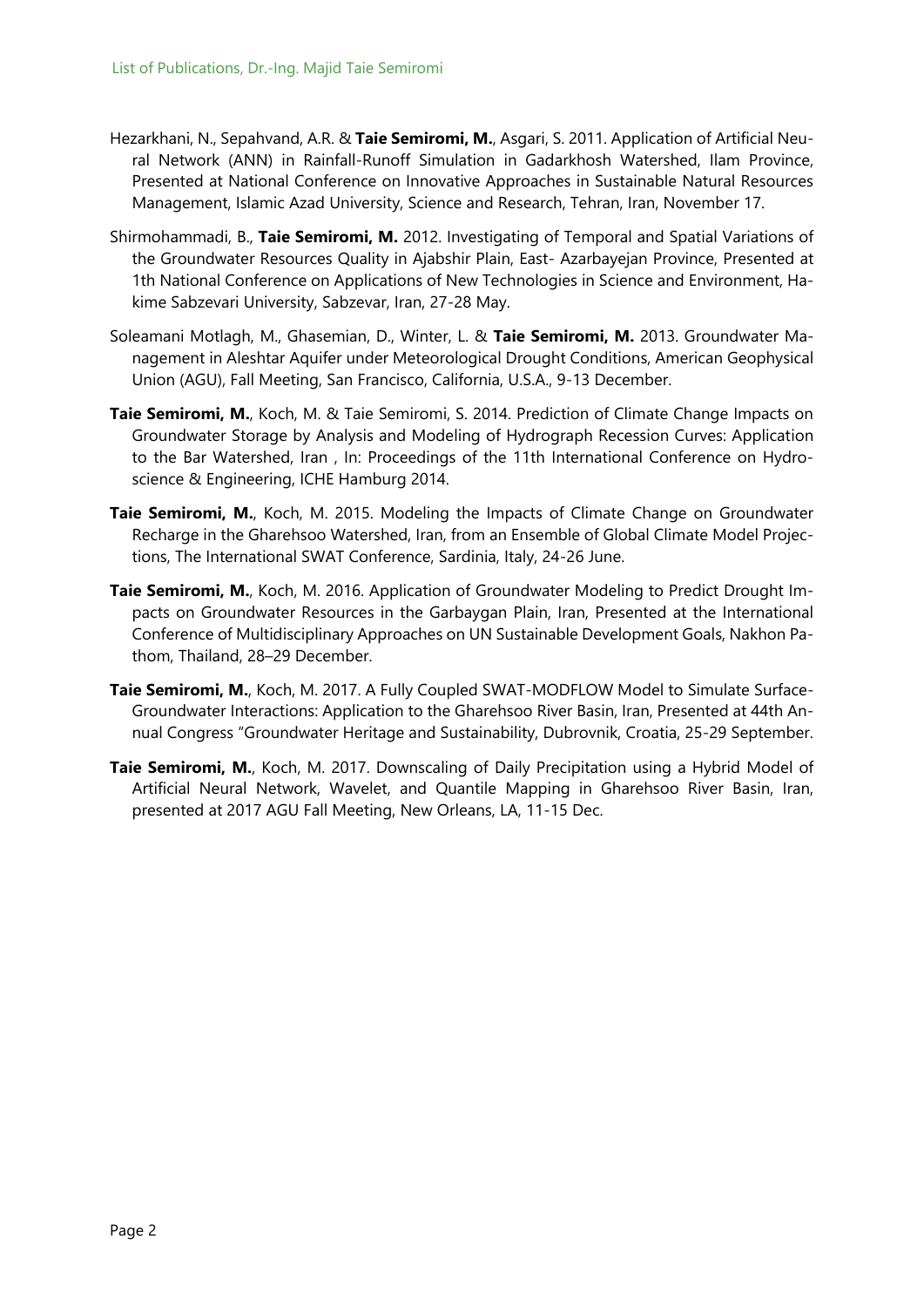Hezarkhani, N., Sepahvand, A.R. & **Taie Semiromi, M.**, Asgari, S. 2011. Application of Artificial Neural Network (ANN) in Rainfall-Runoff Simulation in Gadarkhosh Watershed, Ilam Province, Presented at National Conference on Innovative Approaches in Sustainable Natural Resources Management, Islamic Azad University, Science and Research, Tehran, Iran, November 17.

Shirmohammadi, B., **Taie Semiromi, M.** 2012. Investigating of Temporal and Spatial Variations of the Groundwater Resources Quality in Ajabshir Plain, East- Azarbayejan Province, Presented at 1th National Conference on Applications of New Technologies in Science and Environment, Hakime Sabzevari University, Sabzevar, Iran, 27-28 May.

Soleamani Motlagh, M., Ghasemian, D., Winter, L. & **Taie Semiromi, M.** 2013. Groundwater Management in Aleshtar Aquifer under Meteorological Drought Conditions, American Geophysical Union (AGU), Fall Meeting, San Francisco, California, U.S.A., 9-13 December.

**Taie Semiromi, M.**, Koch, M. & Taie Semiromi, S. 2014. Prediction of Climate Change Impacts on Groundwater Storage by Analysis and Modeling of Hydrograph Recession Curves: Application to the Bar Watershed, Iran , In: Proceedings of the 11th International Conference on Hydroscience & Engineering, ICHE Hamburg 2014.

**Taie Semiromi, M.**, Koch, M. 2015. Modeling the Impacts of Climate Change on Groundwater Recharge in the Gharehsoo Watershed, Iran, from an Ensemble of Global Climate Model Projections, The International SWAT Conference, Sardinia, Italy, 24-26 June.

**Taie Semiromi, M.**, Koch, M. 2016. Application of Groundwater Modeling to Predict Drought Impacts on Groundwater Resources in the Garbaygan Plain, Iran, Presented at the International Conference of Multidisciplinary Approaches on UN Sustainable Development Goals, Nakhon Pathom, Thailand, 28–29 December.

**Taie Semiromi, M.**, Koch, M. 2017. A Fully Coupled SWAT-MODFLOW Model to Simulate Surface-Groundwater Interactions: Application to the Gharehsoo River Basin, Iran, Presented at 44th Annual Congress "Groundwater Heritage and Sustainability, Dubrovnik, Croatia, 25-29 September.

**Taie Semiromi, M.**, Koch, M. 2017. Downscaling of Daily Precipitation using a Hybrid Model of Artificial Neural Network, Wavelet, and Quantile Mapping in Gharehsoo River Basin, Iran, presented at 2017 AGU Fall Meeting, New Orleans, LA, 11-15 Dec.